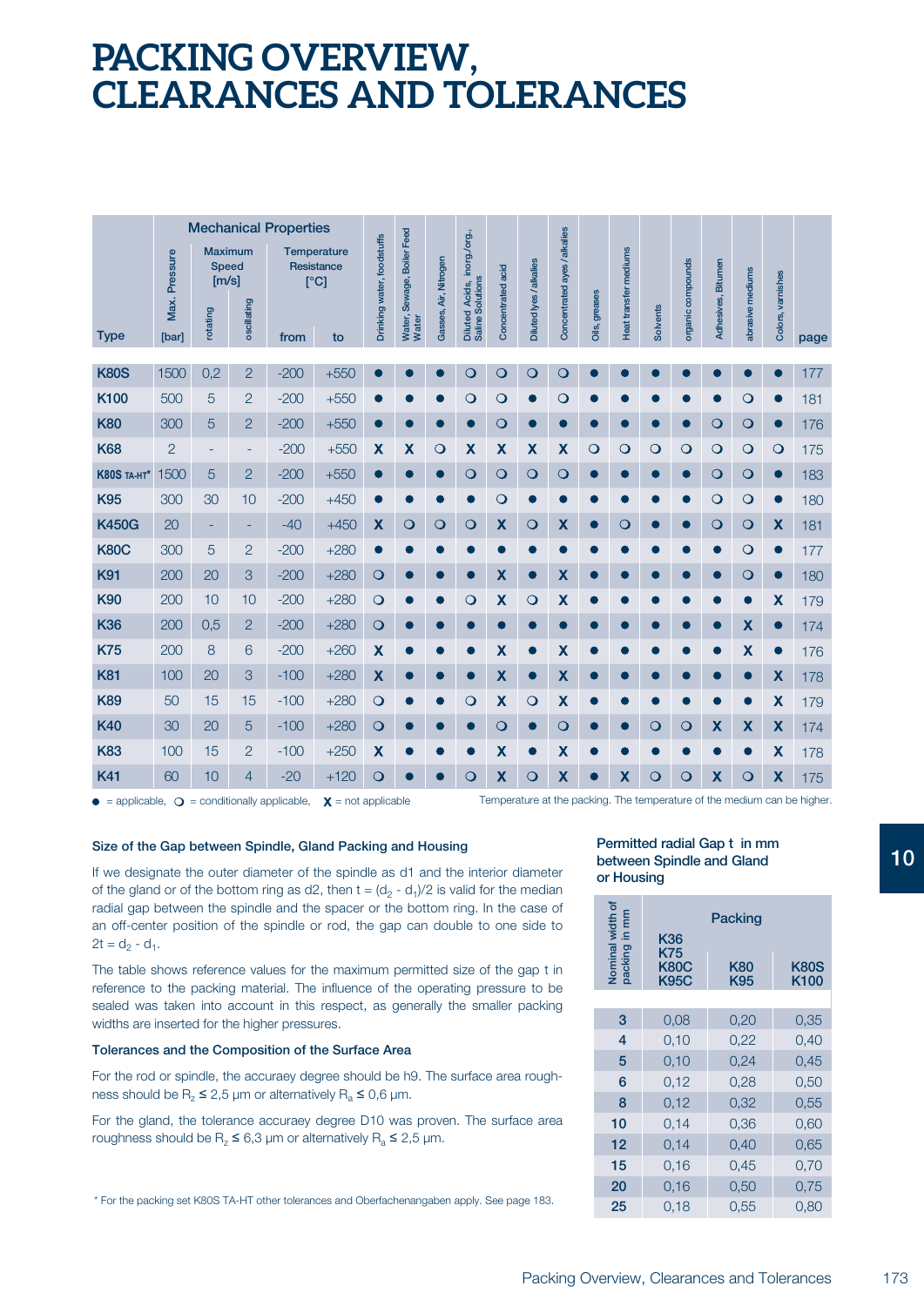# PACKING OVERVIEW, CLEARANCES AND TOLERANCES

| Type | Mechanical Properties | | | | | Drinking water, foodstuffs | Water, Sewage, Boiler Feed Water | Gasses, Air, Nitrogen | Diluted Acids, inorg./org., Saline Solutions | Concentrated acid | Diluted lyes / alkalies | Concentrated ayes / alkalies | Oils, greases | Heat transfer mediums | Solvents | organic compounds | Adhesives, Bitumen | abrasive mediums | Colors, varnishes | page |
|---|---|---|---|---|---|---|---|---|---|---|---|---|---|---|---|---|---|---|---|---|
| | Max. Pressure | Maximum Speed [m/s] | | Temperature Resistance [°C] | | | | | | | | | | | | | | | | |
| | [bar] | rotating | oscillating | from | to | | | | | | | | | | | | | | | |
| **K80S** | 1500 | 0,2 | 2 | -200 | +550 | ● | ● | ● | ❍ | ❍ | ❍ | ❍ | ● | ● | ● | ● | ● | ● | ● | 177 |
| **K100** | 500 | 5 | 2 | -200 | +550 | ● | ● | ● | ❍ | ❍ | ● | ❍ | ● | ● | ● | ● | ● | ❍ | ● | 181 |
| **K80** | 300 | 5 | 2 | -200 | +550 | ● | ● | ● | ● | ❍ | ● | ● | ● | ● | ● | ● | ❍ | ❍ | ● | 176 |
| **K68** | 2 | - | - | -200 | +550 | X | X | ❍ | X | X | X | X | ❍ | ❍ | ❍ | ❍ | ❍ | ❍ | ❍ | 175 |
| **K80S TA-HT*** | 1500 | 5 | 2 | -200 | +550 | ● | ● | ● | ❍ | ❍ | ❍ | ❍ | ● | ● | ● | ● | ❍ | ❍ | ● | 183 |
| **K95** | 300 | 30 | 10 | -200 | +450 | ● | ● | ● | ● | ❍ | ● | ● | ● | ● | ● | ● | ❍ | ❍ | ● | 180 |
| **K450G** | 20 | - | - | -40 | +450 | X | ❍ | ❍ | ❍ | X | ❍ | X | ● | ❍ | ● | ● | ❍ | ❍ | X | 181 |
| **K80C** | 300 | 5 | 2 | -200 | +280 | ● | ● | ● | ● | ● | ● | ● | ● | ● | ● | ● | ● | ❍ | ● | 177 |
| **K91** | 200 | 20 | 3 | -200 | +280 | ❍ | ● | ● | ● | X | ● | X | ● | ● | ● | ● | ● | ❍ | ● | 180 |
| **K90** | 200 | 10 | 10 | -200 | +280 | ❍ | ● | ● | ❍ | X | ❍ | X | ● | ● | ● | ● | ● | ● | X | 179 |
| **K36** | 200 | 0,5 | 2 | -200 | +280 | ❍ | ● | ● | ● | ● | ● | ● | ● | ● | ● | ● | ● | X | ● | 174 |
| **K75** | 200 | 8 | 6 | -200 | +260 | X | ● | ● | ● | X | ● | X | ● | ● | ● | ● | ● | X | ● | 176 |
| **K81** | 100 | 20 | 3 | -100 | +280 | X | ● | ● | ● | X | ● | X | ● | ● | ● | ● | ● | ● | X | 178 |
| **K89** | 50 | 15 | 15 | -100 | +280 | ❍ | ● | ● | ❍ | X | ❍ | X | ● | ● | ● | ● | ● | ● | X | 179 |
| **K40** | 30 | 20 | 5 | -100 | +280 | ❍ | ● | ● | ● | ❍ | ● | ❍ | ● | ● | ❍ | ❍ | X | X | X | 174 |
| **K83** | 100 | 15 | 2 | -100 | +250 | X | ● | ● | ● | X | ● | X | ● | ● | ● | ● | ● | ● | X | 178 |
| **K41** | 60 | 10 | 4 | -20 | +120 | ❍ | ● | ● | ❍ | X | ❍ | X | ● | X | ❍ | ❍ | X | ❍ | X | 175 |

● = applicable, ❍ = conditionally applicable, X = not applicable

Temperature at the packing. The temperature of the medium can be higher.

### Size of the Gap between Spindle, Gland Packing and Housing

If we designate the outer diameter of the spindle as d1 and the interior diameter of the gland or of the bottom ring as d2, then $t = (d_2 - d_1)/2$ is valid for the median radial gap between the spindle and the spacer or the bottom ring. In the case of an off-center position of the spindle or rod, the gap can double to one side to $2t = d_2 - d_1$.

The table shows reference values for the maximum permitted size of the gap t in reference to the packing material. The influence of the operating pressure to be sealed was taken into account in this respect, as generally the smaller packing widths are inserted for the higher pressures.

### Tolerances and the Composition of the Surface Area

For the rod or spindle, the accuraey degree should be h9. The surface area roughness should be $R_z \leq 2{,}5$ µm or alternatively $R_a \leq 0{,}6$ µm.

For the gland, the tolerance accuraey degree D10 was proven. The surface area roughness should be $R_z \leq 6{,}3$ µm or alternatively $R_a \leq 2{,}5$ µm.

### Permitted radial Gap t in mm between Spindle and Gland or Housing

| Nominal width of packing in mm | Packing | | |
|---|---|---|---|
| | K36 K75 K80C K95C | K80 K95 | K80S K100 |
| 3 | 0,08 | 0,20 | 0,35 |
| 4 | 0,10 | 0,22 | 0,40 |
| 5 | 0,10 | 0,24 | 0,45 |
| 6 | 0,12 | 0,28 | 0,50 |
| 8 | 0,12 | 0,32 | 0,55 |
| 10 | 0,14 | 0,36 | 0,60 |
| 12 | 0,14 | 0,40 | 0,65 |
| 15 | 0,16 | 0,45 | 0,70 |
| 20 | 0,16 | 0,50 | 0,75 |
| 25 | 0,18 | 0,55 | 0,80 |

\* For the packing set K80S TA-HT other tolerances and Oberfachenangaben apply. See page 183.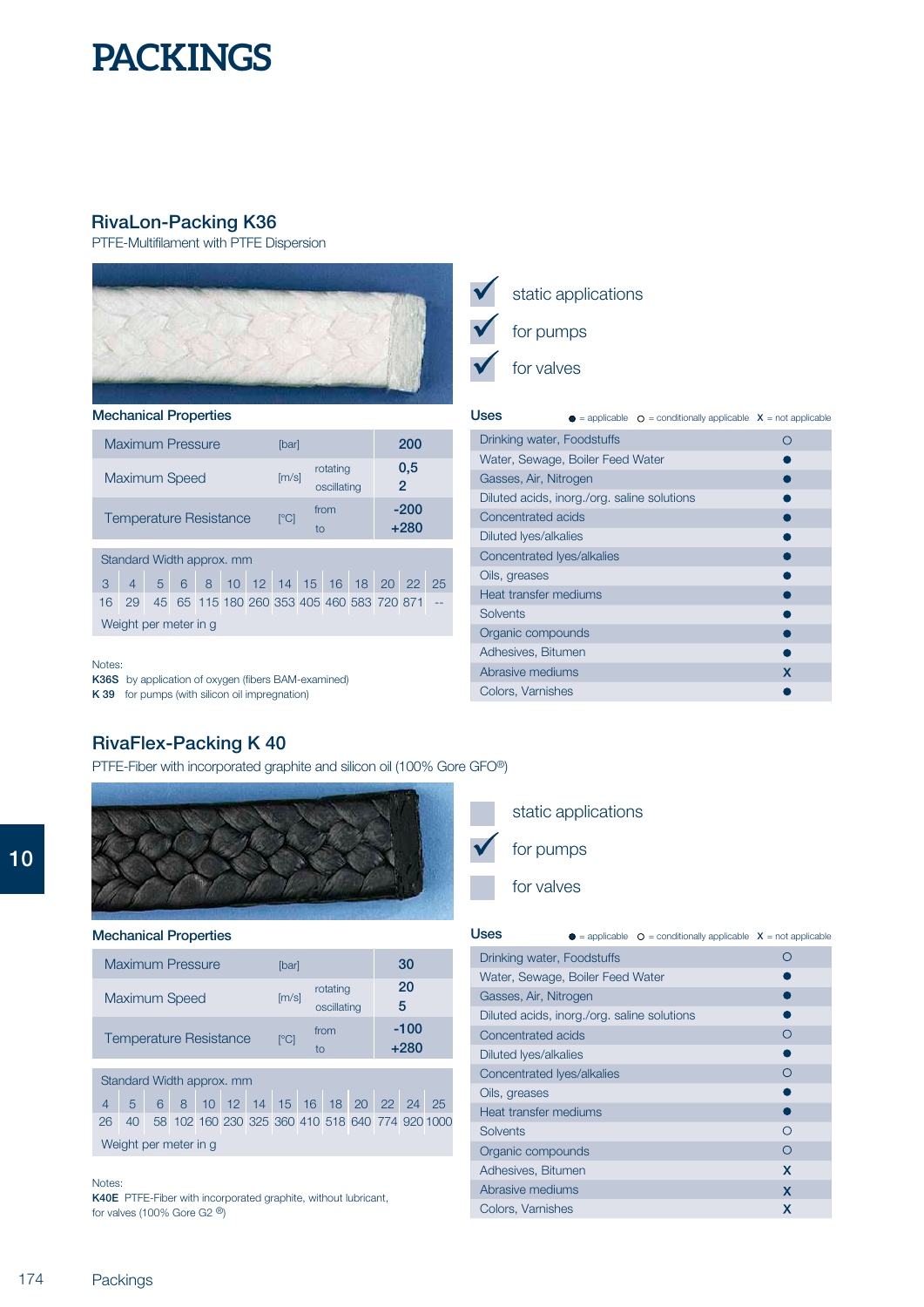# PACKINGS

## RivaLon-Packing K36

PTFE-Multifilament with PTFE Dispersion

- ✓ static applications
- ✓ for pumps
- ✓ for valves

### Mechanical Properties

| | | | |
|---|---|---|---|
| Maximum Pressure | [bar] | | 200 |
| Maximum Speed | [m/s] | rotating | 0,5 |
| | | oscillating | 2 |
| Temperature Resistance | [°C] | from | -200 |
| | | to | +280 |

| Standard Width approx. mm | 3 | 4 | 5 | 6 | 8 | 10 | 12 | 14 | 15 | 16 | 18 | 20 | 22 | 25 |
|---|---|---|---|---|---|---|---|---|---|---|---|---|---|---|
| Weight per meter in g | 16 | 29 | 45 | 65 | 115 | 180 | 260 | 353 | 405 | 460 | 583 | 720 | 871 | -- |

### Uses

● = applicable ○ = conditionally applicable X = not applicable

| Uses | |
|---|---|
| Drinking water, Foodstuffs | ○ |
| Water, Sewage, Boiler Feed Water | ● |
| Gasses, Air, Nitrogen | ● |
| Diluted acids, inorg./org. saline solutions | ● |
| Concentrated acids | ● |
| Diluted lyes/alkalies | ● |
| Concentrated lyes/alkalies | ● |
| Oils, greases | ● |
| Heat transfer mediums | ● |
| Solvents | ● |
| Organic compounds | ● |
| Adhesives, Bitumen | ● |
| Abrasive mediums | X |
| Colors, Varnishes | ● |

Notes:
**K36S** by application of oxygen (fibers BAM-examined)
**K 39** for pumps (with silicon oil impregnation)

## RivaFlex-Packing K 40

PTFE-Fiber with incorporated graphite and silicon oil (100% Gore GFO®)

- ☐ static applications
- ✓ for pumps
- ☐ for valves

### Mechanical Properties

| | | | |
|---|---|---|---|
| Maximum Pressure | [bar] | | 30 |
| Maximum Speed | [m/s] | rotating | 20 |
| | | oscillating | 5 |
| Temperature Resistance | [°C] | from | -100 |
| | | to | +280 |

| Standard Width approx. mm | 4 | 5 | 6 | 8 | 10 | 12 | 14 | 15 | 16 | 18 | 20 | 22 | 24 | 25 |
|---|---|---|---|---|---|---|---|---|---|---|---|---|---|---|
| Weight per meter in g | 26 | 40 | 58 | 102 | 160 | 230 | 325 | 360 | 410 | 518 | 640 | 774 | 920 | 1000 |

### Uses

● = applicable ○ = conditionally applicable X = not applicable

| Uses | |
|---|---|
| Drinking water, Foodstuffs | ○ |
| Water, Sewage, Boiler Feed Water | ● |
| Gasses, Air, Nitrogen | ● |
| Diluted acids, inorg./org. saline solutions | ● |
| Concentrated acids | ○ |
| Diluted lyes/alkalies | ● |
| Concentrated lyes/alkalies | ○ |
| Oils, greases | ● |
| Heat transfer mediums | ● |
| Solvents | ○ |
| Organic compounds | ○ |
| Adhesives, Bitumen | X |
| Abrasive mediums | X |
| Colors, Varnishes | X |

Notes:
**K40E** PTFE-Fiber with incorporated graphite, without lubricant, for valves (100% Gore G2 ®)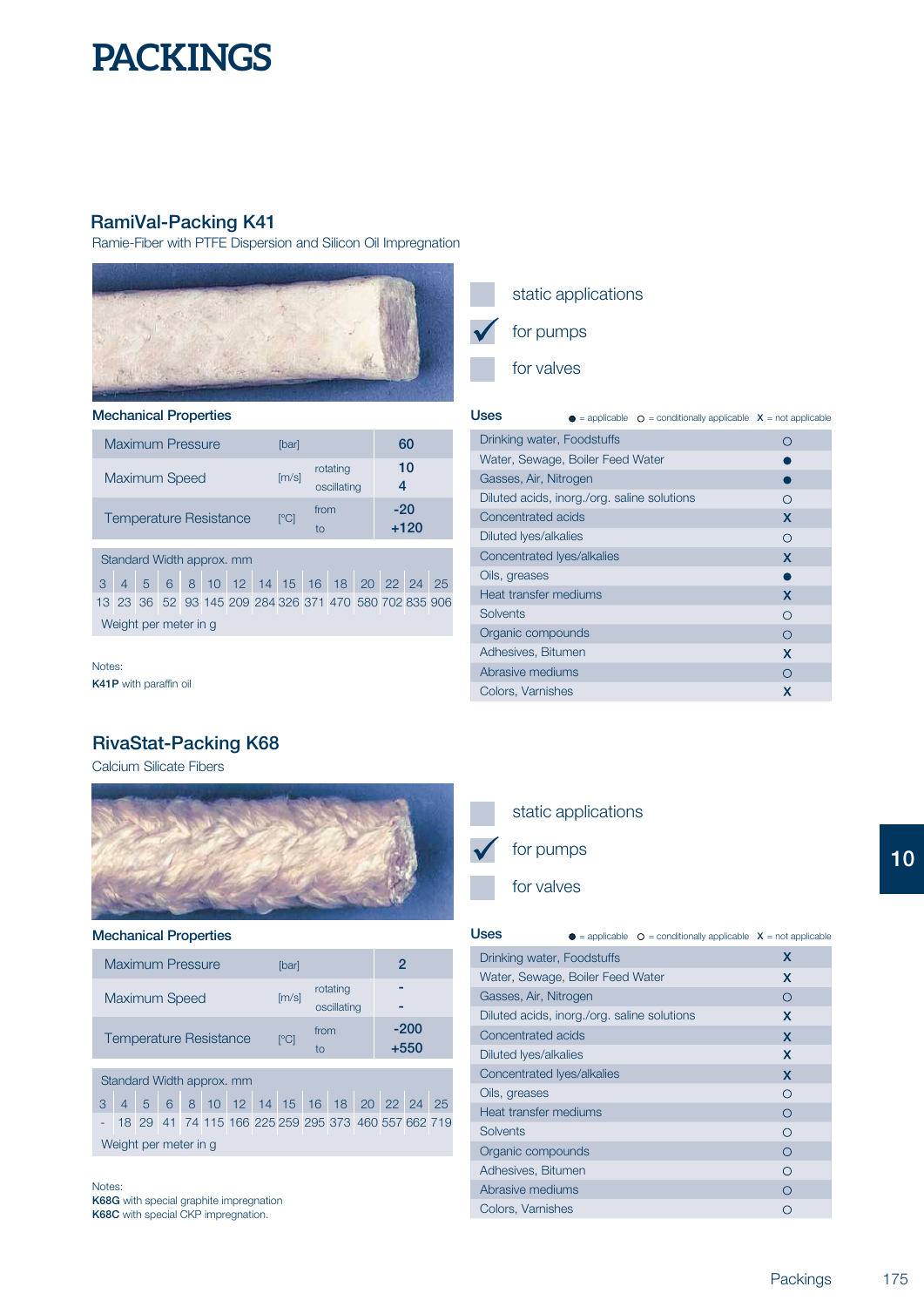# PACKINGS

## RamiVal-Packing K41

Ramie-Fiber with PTFE Dispersion and Silicon Oil Impregnation

- ☐ static applications
- ☑ for pumps
- ☐ for valves

### Mechanical Properties

| Property | Unit | | Value |
|---|---|---|---|
| Maximum Pressure | [bar] | | 60 |
| Maximum Speed | [m/s] | rotating | 10 |
| | | oscillating | 4 |
| Temperature Resistance | [°C] | from | -20 |
| | | to | +120 |

| Standard Width approx. mm | 3 | 4 | 5 | 6 | 8 | 10 | 12 | 14 | 15 | 16 | 18 | 20 | 22 | 24 | 25 |
|---|---|---|---|---|---|---|---|---|---|---|---|---|---|---|---|
| Weight per meter in g | 13 | 23 | 36 | 52 | 93 | 145 | 209 | 284 | 326 | 371 | 470 | 580 | 702 | 835 | 906 |

Notes:
**K41P** with paraffin oil

### Uses

● = applicable ○ = conditionally applicable X = not applicable

| Medium | |
|---|---|
| Drinking water, Foodstuffs | ○ |
| Water, Sewage, Boiler Feed Water | ● |
| Gasses, Air, Nitrogen | ● |
| Diluted acids, inorg./org. saline solutions | ○ |
| Concentrated acids | X |
| Diluted lyes/alkalies | ○ |
| Concentrated lyes/alkalies | X |
| Oils, greases | ● |
| Heat transfer mediums | X |
| Solvents | ○ |
| Organic compounds | ○ |
| Adhesives, Bitumen | X |
| Abrasive mediums | ○ |
| Colors, Varnishes | X |

## RivaStat-Packing K68

Calcium Silicate Fibers

- ☐ static applications
- ☑ for pumps
- ☐ for valves

### Mechanical Properties

| Property | Unit | | Value |
|---|---|---|---|
| Maximum Pressure | [bar] | | 2 |
| Maximum Speed | [m/s] | rotating | - |
| | | oscillating | - |
| Temperature Resistance | [°C] | from | -200 |
| | | to | +550 |

| Standard Width approx. mm | 3 | 4 | 5 | 6 | 8 | 10 | 12 | 14 | 15 | 16 | 18 | 20 | 22 | 24 | 25 |
|---|---|---|---|---|---|---|---|---|---|---|---|---|---|---|---|
| Weight per meter in g | - | 18 | 29 | 41 | 74 | 115 | 166 | 225 | 259 | 295 | 373 | 460 | 557 | 662 | 719 |

Notes:
**K68G** with special graphite impregnation
**K68C** with special CKP impregnation.

### Uses

● = applicable ○ = conditionally applicable X = not applicable

| Medium | |
|---|---|
| Drinking water, Foodstuffs | X |
| Water, Sewage, Boiler Feed Water | X |
| Gasses, Air, Nitrogen | ○ |
| Diluted acids, inorg./org. saline solutions | X |
| Concentrated acids | X |
| Diluted lyes/alkalies | X |
| Concentrated lyes/alkalies | X |
| Oils, greases | ○ |
| Heat transfer mediums | ○ |
| Solvents | ○ |
| Organic compounds | ○ |
| Adhesives, Bitumen | ○ |
| Abrasive mediums | ○ |
| Colors, Varnishes | ○ |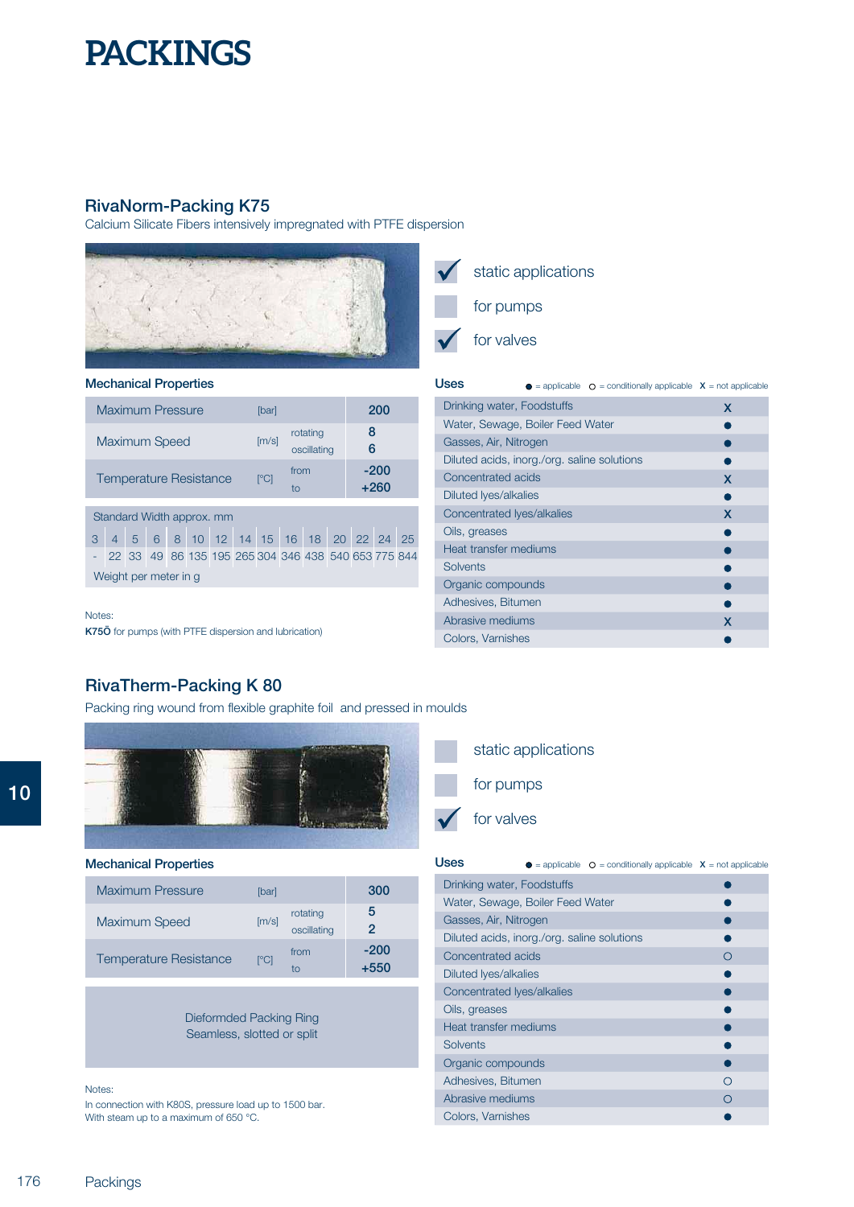# PACKINGS

## RivaNorm-Packing K75

Calcium Silicate Fibers intensively impregnated with PTFE dispersion

- ☑ static applications
- ☐ for pumps
- ☑ for valves

### Mechanical Properties

| | | | |
|---|---|---|---|
| Maximum Pressure | [bar] | | 200 |
| Maximum Speed | [m/s] | rotating | 8 |
| | | oscillating | 6 |
| Temperature Resistance | [°C] | from | -200 |
| | | to | +260 |

Standard Width approx. mm / Weight per meter in g

| 3 | 4 | 5 | 6 | 8 | 10 | 12 | 14 | 15 | 16 | 18 | 20 | 22 | 24 | 25 |
|---|---|---|---|---|---|---|---|---|---|---|---|---|---|---|
| - | 22 | 33 | 49 | 86 | 135 | 195 | 265 | 304 | 346 | 438 | 540 | 653 | 775 | 844 |

Notes:
**K75Ö** for pumps (with PTFE dispersion and lubrication)

### Uses

● = applicable ○ = conditionally applicable X = not applicable

| Medium | |
|---|---|
| Drinking water, Foodstuffs | X |
| Water, Sewage, Boiler Feed Water | ● |
| Gasses, Air, Nitrogen | ● |
| Diluted acids, inorg./org. saline solutions | ● |
| Concentrated acids | X |
| Diluted lyes/alkalies | ● |
| Concentrated lyes/alkalies | X |
| Oils, greases | ● |
| Heat transfer mediums | ● |
| Solvents | ● |
| Organic compounds | ● |
| Adhesives, Bitumen | ● |
| Abrasive mediums | X |
| Colors, Varnishes | ● |

## RivaTherm-Packing K 80

Packing ring wound from flexible graphite foil and pressed in moulds

- ☐ static applications
- ☐ for pumps
- ☑ for valves

### Mechanical Properties

| | | | |
|---|---|---|---|
| Maximum Pressure | [bar] | | 300 |
| Maximum Speed | [m/s] | rotating | 5 |
| | | oscillating | 2 |
| Temperature Resistance | [°C] | from | -200 |
| | | to | +550 |

Dieformded Packing Ring
Seamless, slotted or split

Notes:
In connection with K80S, pressure load up to 1500 bar.
With steam up to a maximum of 650 °C.

### Uses

● = applicable ○ = conditionally applicable X = not applicable

| Medium | |
|---|---|
| Drinking water, Foodstuffs | ● |
| Water, Sewage, Boiler Feed Water | ● |
| Gasses, Air, Nitrogen | ● |
| Diluted acids, inorg./org. saline solutions | ● |
| Concentrated acids | ○ |
| Diluted lyes/alkalies | ● |
| Concentrated lyes/alkalies | ● |
| Oils, greases | ● |
| Heat transfer mediums | ● |
| Solvents | ● |
| Organic compounds | ● |
| Adhesives, Bitumen | ○ |
| Abrasive mediums | ○ |
| Colors, Varnishes | ● |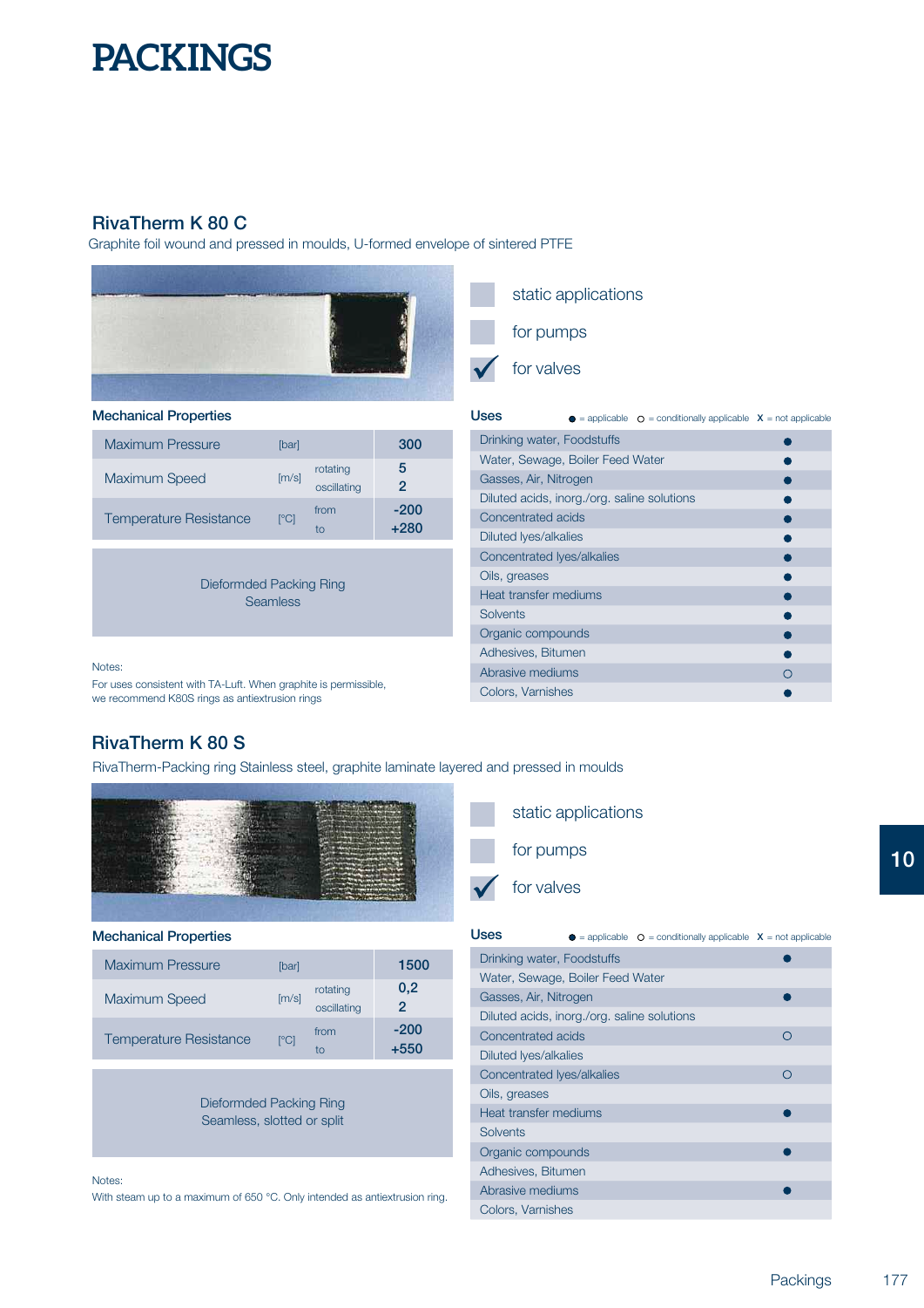# PACKINGS

## RivaTherm K 80 C

Graphite foil wound and pressed in moulds, U-formed envelope of sintered PTFE

- ☐ static applications
- ☐ for pumps
- ☑ for valves

### Mechanical Properties

| | | | |
|---|---|---|---|
| Maximum Pressure | [bar] | | 300 |
| Maximum Speed | [m/s] | rotating | 5 |
| | | oscillating | 2 |
| Temperature Resistance | [°C] | from | -200 |
| | | to | +280 |

Dieformded Packing Ring
Seamless

Notes:
For uses consistent with TA-Luft. When graphite is permissible, we recommend K80S rings as antiextrusion rings

### Uses

● = applicable ○ = conditionally applicable X = not applicable

| Uses | |
|---|---|
| Drinking water, Foodstuffs | ● |
| Water, Sewage, Boiler Feed Water | ● |
| Gasses, Air, Nitrogen | ● |
| Diluted acids, inorg./org. saline solutions | ● |
| Concentrated acids | ● |
| Diluted lyes/alkalies | ● |
| Concentrated lyes/alkalies | ● |
| Oils, greases | ● |
| Heat transfer mediums | ● |
| Solvents | ● |
| Organic compounds | ● |
| Adhesives, Bitumen | ● |
| Abrasive mediums | ○ |
| Colors, Varnishes | ● |

## RivaTherm K 80 S

RivaTherm-Packing ring Stainless steel, graphite laminate layered and pressed in moulds

- ☐ static applications
- ☐ for pumps
- ☑ for valves

### Mechanical Properties

| | | | |
|---|---|---|---|
| Maximum Pressure | [bar] | | 1500 |
| Maximum Speed | [m/s] | rotating | 0,2 |
| | | oscillating | 2 |
| Temperature Resistance | [°C] | from | -200 |
| | | to | +550 |

Dieformded Packing Ring
Seamless, slotted or split

Notes:
With steam up to a maximum of 650 °C. Only intended as antiextrusion ring.

### Uses

● = applicable ○ = conditionally applicable X = not applicable

| Uses | |
|---|---|
| Drinking water, Foodstuffs | ● |
| Water, Sewage, Boiler Feed Water | |
| Gasses, Air, Nitrogen | ● |
| Diluted acids, inorg./org. saline solutions | |
| Concentrated acids | ○ |
| Diluted lyes/alkalies | |
| Concentrated lyes/alkalies | ○ |
| Oils, greases | |
| Heat transfer mediums | ● |
| Solvents | |
| Organic compounds | ● |
| Adhesives, Bitumen | |
| Abrasive mediums | ● |
| Colors, Varnishes | |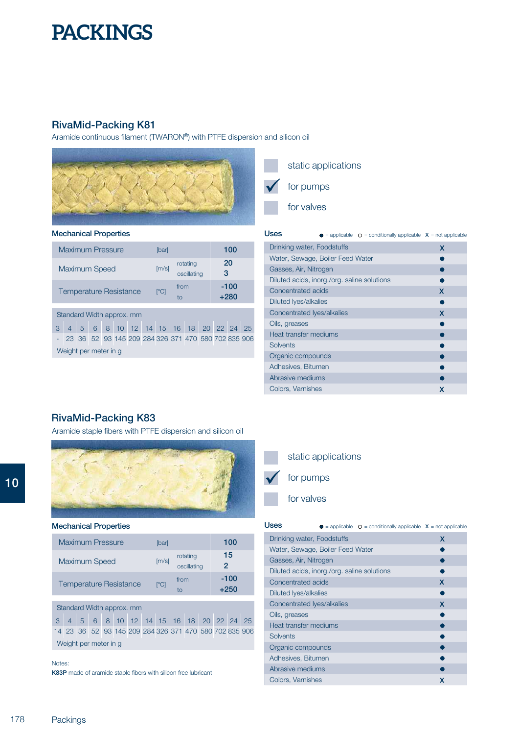# PACKINGS

## RivaMid-Packing K81

Aramide continuous filament (TWARON®) with PTFE dispersion and silicon oil

- [ ] static applications
- [x] for pumps
- [ ] for valves

### Mechanical Properties

| | | | |
|---|---|---|---|
| Maximum Pressure | [bar] | | 100 |
| Maximum Speed | [m/s] | rotating | 20 |
| | | oscillating | 3 |
| Temperature Resistance | [°C] | from | -100 |
| | | to | +280 |

| Standard Width approx. mm | 3 | 4 | 5 | 6 | 8 | 10 | 12 | 14 | 15 | 16 | 18 | 20 | 22 | 24 | 25 |
|---|---|---|---|---|---|---|---|---|---|---|---|---|---|---|---|
| Weight per meter in g | - | 23 | 36 | 52 | 93 | 145 | 209 | 284 | 326 | 371 | 470 | 580 | 702 | 835 | 906 |

### Uses

● = applicable ○ = conditionally applicable X = not applicable

| Uses | |
|---|---|
| Drinking water, Foodstuffs | X |
| Water, Sewage, Boiler Feed Water | ● |
| Gasses, Air, Nitrogen | ● |
| Diluted acids, inorg./org. saline solutions | ● |
| Concentrated acids | X |
| Diluted lyes/alkalies | ● |
| Concentrated lyes/alkalies | X |
| Oils, greases | ● |
| Heat transfer mediums | ● |
| Solvents | ● |
| Organic compounds | ● |
| Adhesives, Bitumen | ● |
| Abrasive mediums | ● |
| Colors, Varnishes | X |

## RivaMid-Packing K83

Aramide staple fibers with PTFE dispersion and silicon oil

- [ ] static applications
- [x] for pumps
- [ ] for valves

### Mechanical Properties

| | | | |
|---|---|---|---|
| Maximum Pressure | [bar] | | 100 |
| Maximum Speed | [m/s] | rotating | 15 |
| | | oscillating | 2 |
| Temperature Resistance | [°C] | from | -100 |
| | | to | +250 |

| Standard Width approx. mm | 3 | 4 | 5 | 6 | 8 | 10 | 12 | 14 | 15 | 16 | 18 | 20 | 22 | 24 | 25 |
|---|---|---|---|---|---|---|---|---|---|---|---|---|---|---|---|
| Weight per meter in g | 14 | 23 | 36 | 52 | 93 | 145 | 209 | 284 | 326 | 371 | 470 | 580 | 702 | 835 | 906 |

Notes:
**K83P** made of aramide staple fibers with silicon free lubricant

### Uses

● = applicable ○ = conditionally applicable X = not applicable

| Uses | |
|---|---|
| Drinking water, Foodstuffs | X |
| Water, Sewage, Boiler Feed Water | ● |
| Gasses, Air, Nitrogen | ● |
| Diluted acids, inorg./org. saline solutions | ● |
| Concentrated acids | X |
| Diluted lyes/alkalies | ● |
| Concentrated lyes/alkalies | X |
| Oils, greases | ● |
| Heat transfer mediums | ● |
| Solvents | ● |
| Organic compounds | ● |
| Adhesives, Bitumen | ● |
| Abrasive mediums | ● |
| Colors, Varnishes | X |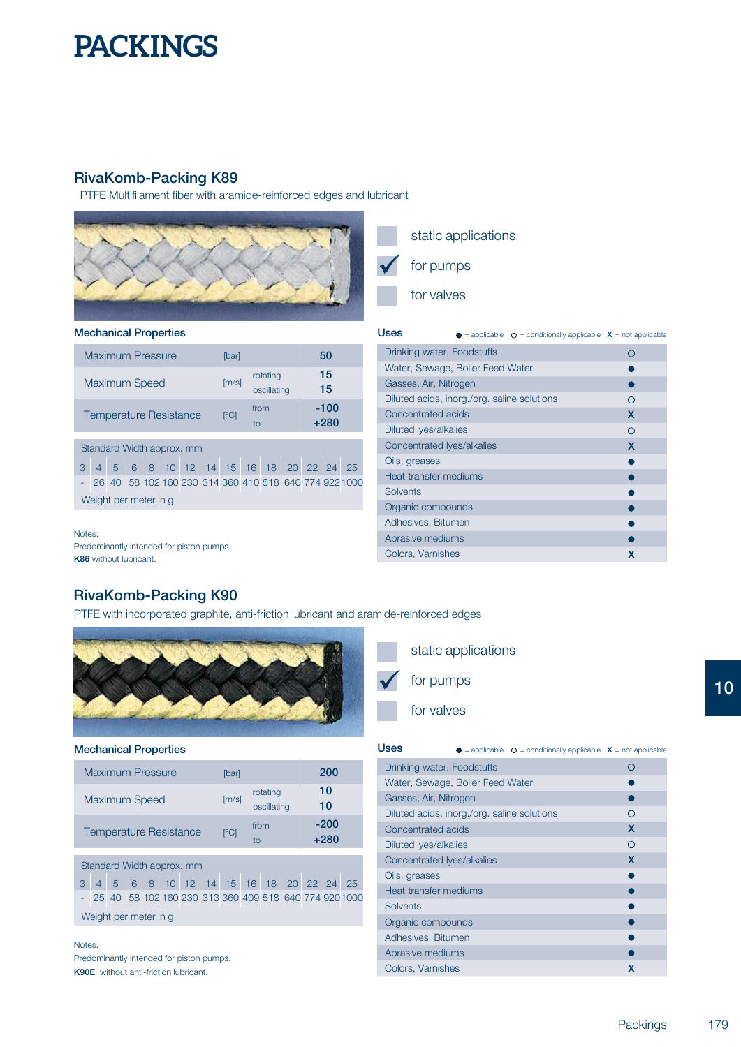# PACKINGS

## RivaKomb-Packing K89

PTFE Multifilament fiber with aramide-reinforced edges and lubricant

- static applications
- ✓ for pumps
- for valves

### Mechanical Properties

| | | | |
|---|---|---|---|
| Maximum Pressure | [bar] | | 50 |
| Maximum Speed | [m/s] | rotating | 15 |
| | | oscillating | 15 |
| Temperature Resistance | [°C] | from | -100 |
| | | to | +280 |

Standard Width approx. mm

| 3 | 4 | 5 | 6 | 8 | 10 | 12 | 14 | 15 | 16 | 18 | 20 | 22 | 24 | 25 |
|---|---|---|---|---|---|---|---|---|---|---|---|---|---|---|
| - | 26 | 40 | 58 | 102 | 160 | 230 | 314 | 360 | 410 | 518 | 640 | 774 | 922 | 1000 |

Weight per meter in g

### Uses

● = applicable ○ = conditionally applicable X = not applicable

| Use | |
|---|---|
| Drinking water, Foodstuffs | ○ |
| Water, Sewage, Boiler Feed Water | ● |
| Gasses, Air, Nitrogen | ● |
| Diluted acids, inorg./org. saline solutions | ○ |
| Concentrated acids | X |
| Diluted lyes/alkalies | ○ |
| Concentrated lyes/alkalies | X |
| Oils, greases | ● |
| Heat transfer mediums | ● |
| Solvents | ● |
| Organic compounds | ● |
| Adhesives, Bitumen | ● |
| Abrasive mediums | ● |
| Colors, Varnishes | X |

Notes:
Predominantly intended for piston pumps.
**K86** without lubricant.

## RivaKomb-Packing K90

PTFE with incorporated graphite, anti-friction lubricant and aramide-reinforced edges

- static applications
- ✓ for pumps
- for valves

### Mechanical Properties

| | | | |
|---|---|---|---|
| Maximum Pressure | [bar] | | 200 |
| Maximum Speed | [m/s] | rotating | 10 |
| | | oscillating | 10 |
| Temperature Resistance | [°C] | from | -200 |
| | | to | +280 |

Standard Width approx. mm

| 3 | 4 | 5 | 6 | 8 | 10 | 12 | 14 | 15 | 16 | 18 | 20 | 22 | 24 | 25 |
|---|---|---|---|---|---|---|---|---|---|---|---|---|---|---|
| - | 25 | 40 | 58 | 102 | 160 | 230 | 313 | 360 | 409 | 518 | 640 | 774 | 920 | 1000 |

Weight per meter in g

### Uses

● = applicable ○ = conditionally applicable X = not applicable

| Use | |
|---|---|
| Drinking water, Foodstuffs | ○ |
| Water, Sewage, Boiler Feed Water | ● |
| Gasses, Air, Nitrogen | ● |
| Diluted acids, inorg./org. saline solutions | ○ |
| Concentrated acids | X |
| Diluted lyes/alkalies | ○ |
| Concentrated lyes/alkalies | X |
| Oils, greases | ● |
| Heat transfer mediums | ● |
| Solvents | ● |
| Organic compounds | ● |
| Adhesives, Bitumen | ● |
| Abrasive mediums | ● |
| Colors, Varnishes | X |

Notes:
Predominantly intended for piston pumps.
**K90E** without anti-friction lubricant.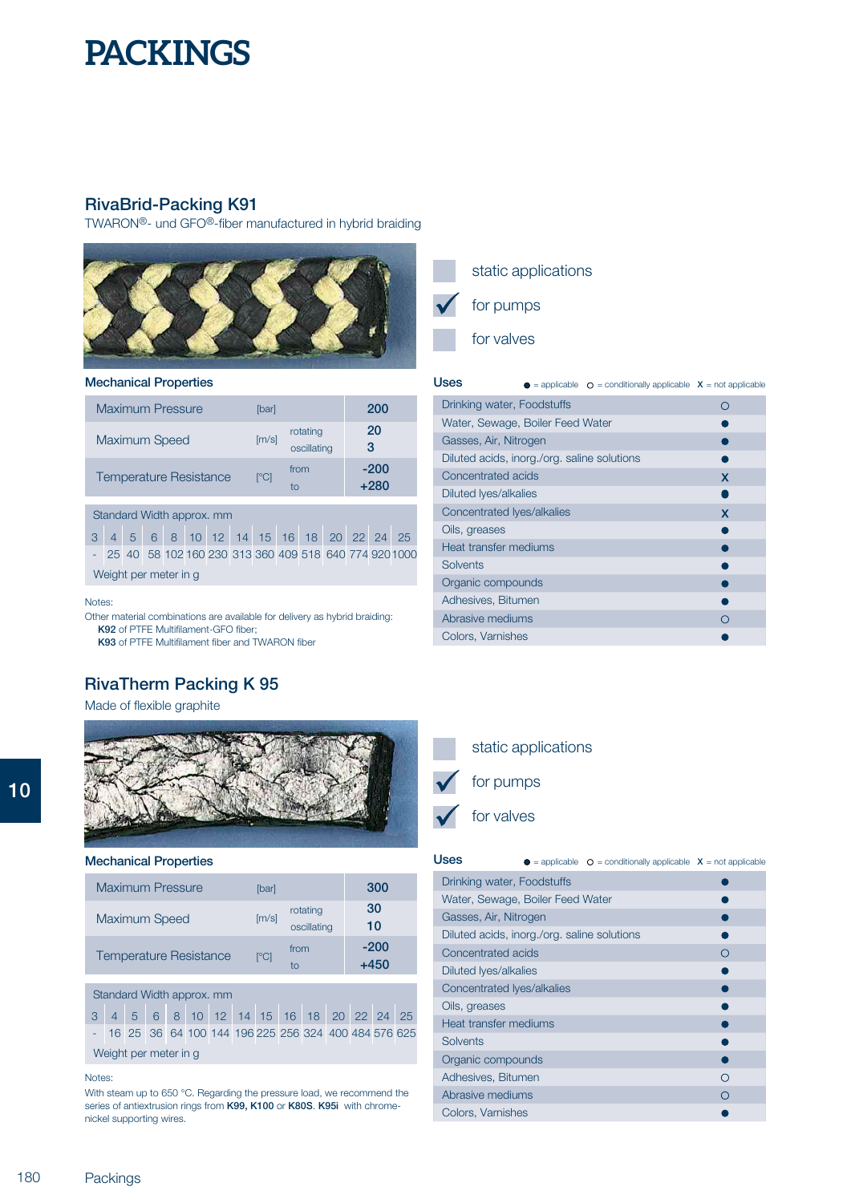# PACKINGS

## RivaBrid-Packing K91

TWARON®- und GFO®-fiber manufactured in hybrid braiding

- static applications
- ✓ for pumps
- for valves

### Mechanical Properties

| | | | |
|---|---|---|---|
| Maximum Pressure | [bar] | | 200 |
| Maximum Speed | [m/s] | rotating | 20 |
| | | oscillating | 3 |
| Temperature Resistance | [°C] | from | -200 |
| | | to | +280 |

Standard Width approx. mm

| 3 | 4 | 5 | 6 | 8 | 10 | 12 | 14 | 15 | 16 | 18 | 20 | 22 | 24 | 25 |
|---|---|---|---|---|---|---|---|---|---|---|---|---|---|---|
| - | 25 | 40 | 58 | 102 | 160 | 230 | 313 | 360 | 409 | 518 | 640 | 774 | 920 | 1000 |

Weight per meter in g

Notes:
Other material combinations are available for delivery as hybrid braiding:
**K92** of PTFE Multifilament-GFO fiber;
**K93** of PTFE Multifilament fiber and TWARON fiber

### Uses

● = applicable ○ = conditionally applicable X = not applicable

| Uses | |
|---|---|
| Drinking water, Foodstuffs | ○ |
| Water, Sewage, Boiler Feed Water | ● |
| Gasses, Air, Nitrogen | ● |
| Diluted acids, inorg./org. saline solutions | ● |
| Concentrated acids | X |
| Diluted lyes/alkalies | ● |
| Concentrated lyes/alkalies | X |
| Oils, greases | ● |
| Heat transfer mediums | ● |
| Solvents | ● |
| Organic compounds | ● |
| Adhesives, Bitumen | ● |
| Abrasive mediums | ○ |
| Colors, Varnishes | ● |

## RivaTherm Packing K 95

Made of flexible graphite

- static applications
- ✓ for pumps
- ✓ for valves

### Mechanical Properties

| | | | |
|---|---|---|---|
| Maximum Pressure | [bar] | | 300 |
| Maximum Speed | [m/s] | rotating | 30 |
| | | oscillating | 10 |
| Temperature Resistance | [°C] | from | -200 |
| | | to | +450 |

Standard Width approx. mm

| 3 | 4 | 5 | 6 | 8 | 10 | 12 | 14 | 15 | 16 | 18 | 20 | 22 | 24 | 25 |
|---|---|---|---|---|---|---|---|---|---|---|---|---|---|---|
| - | 16 | 25 | 36 | 64 | 100 | 144 | 196 | 225 | 256 | 324 | 400 | 484 | 576 | 625 |

Weight per meter in g

Notes:
With steam up to 650 °C. Regarding the pressure load, we recommend the series of antiextrusion rings from **K99, K100** or **K80S**. **K95i** with chrome-nickel supporting wires.

### Uses

● = applicable ○ = conditionally applicable X = not applicable

| Uses | |
|---|---|
| Drinking water, Foodstuffs | ● |
| Water, Sewage, Boiler Feed Water | ● |
| Gasses, Air, Nitrogen | ● |
| Diluted acids, inorg./org. saline solutions | ● |
| Concentrated acids | ○ |
| Diluted lyes/alkalies | ● |
| Concentrated lyes/alkalies | ● |
| Oils, greases | ● |
| Heat transfer mediums | ● |
| Solvents | ● |
| Organic compounds | ● |
| Adhesives, Bitumen | ○ |
| Abrasive mediums | ○ |
| Colors, Varnishes | ● |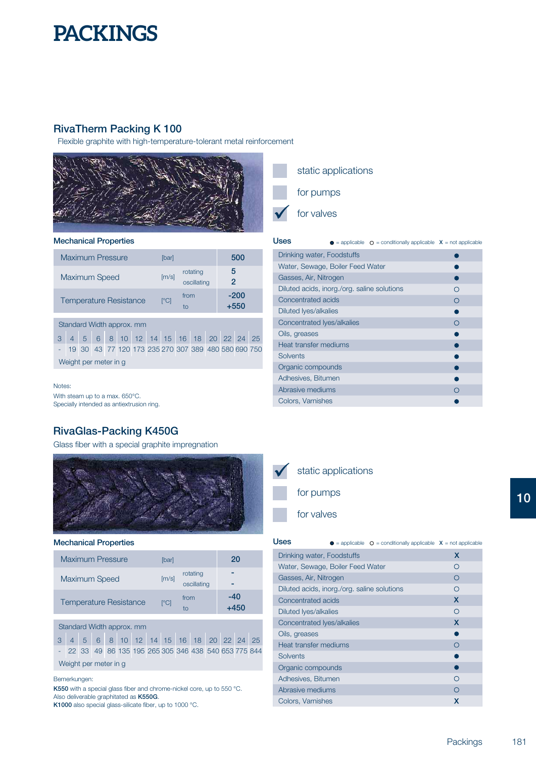# PACKINGS

## RivaTherm Packing K 100

Flexible graphite with high-temperature-tolerant metal reinforcement

- [ ] static applications
- [ ] for pumps
- [x] for valves

### Mechanical Properties

| | | | |
|---|---|---|---|
| Maximum Pressure | [bar] | | 500 |
| Maximum Speed | [m/s] | rotating | 5 |
| | | oscillating | 2 |
| Temperature Resistance | [°C] | from | -200 |
| | | to | +550 |

Standard Width approx. mm

| 3 | 4 | 5 | 6 | 8 | 10 | 12 | 14 | 15 | 16 | 18 | 20 | 22 | 24 | 25 |
|---|---|---|---|---|---|---|---|---|---|---|---|---|---|---|
| - | 19 | 30 | 43 | 77 | 120 | 173 | 235 | 270 | 307 | 389 | 480 | 580 | 690 | 750 |

Weight per meter in g

Notes:
With steam up to a max. 650°C.
Specially intended as antiextrusion ring.

### Uses

● = applicable ○ = conditionally applicable X = not applicable

| Medium | |
|---|---|
| Drinking water, Foodstuffs | ● |
| Water, Sewage, Boiler Feed Water | ● |
| Gasses, Air, Nitrogen | ● |
| Diluted acids, inorg./org. saline solutions | ○ |
| Concentrated acids | ○ |
| Diluted lyes/alkalies | ● |
| Concentrated lyes/alkalies | ○ |
| Oils, greases | ● |
| Heat transfer mediums | ● |
| Solvents | ● |
| Organic compounds | ● |
| Adhesives, Bitumen | ● |
| Abrasive mediums | ○ |
| Colors, Varnishes | ● |

## RivaGlas-Packing K450G

Glass fiber with a special graphite impregnation

- [x] static applications
- [ ] for pumps
- [ ] for valves

### Mechanical Properties

| | | | |
|---|---|---|---|
| Maximum Pressure | [bar] | | 20 |
| Maximum Speed | [m/s] | rotating | - |
| | | oscillating | - |
| Temperature Resistance | [°C] | from | -40 |
| | | to | +450 |

Standard Width approx. mm

| 3 | 4 | 5 | 6 | 8 | 10 | 12 | 14 | 15 | 16 | 18 | 20 | 22 | 24 | 25 |
|---|---|---|---|---|---|---|---|---|---|---|---|---|---|---|
| - | 22 | 33 | 49 | 86 | 135 | 195 | 265 | 305 | 346 | 438 | 540 | 653 | 775 | 844 |

Weight per meter in g

Bemerkungen:
**K550** with a special glass fiber and chrome-nickel core, up to 550 °C.
Also deliverable graphitated as **K550G**.
**K1000** also special glass-silicate fiber, up to 1000 °C.

### Uses

● = applicable ○ = conditionally applicable X = not applicable

| Medium | |
|---|---|
| Drinking water, Foodstuffs | X |
| Water, Sewage, Boiler Feed Water | ○ |
| Gasses, Air, Nitrogen | ○ |
| Diluted acids, inorg./org. saline solutions | ○ |
| Concentrated acids | X |
| Diluted lyes/alkalies | ○ |
| Concentrated lyes/alkalies | X |
| Oils, greases | ● |
| Heat transfer mediums | ○ |
| Solvents | ● |
| Organic compounds | ● |
| Adhesives, Bitumen | ○ |
| Abrasive mediums | ○ |
| Colors, Varnishes | X |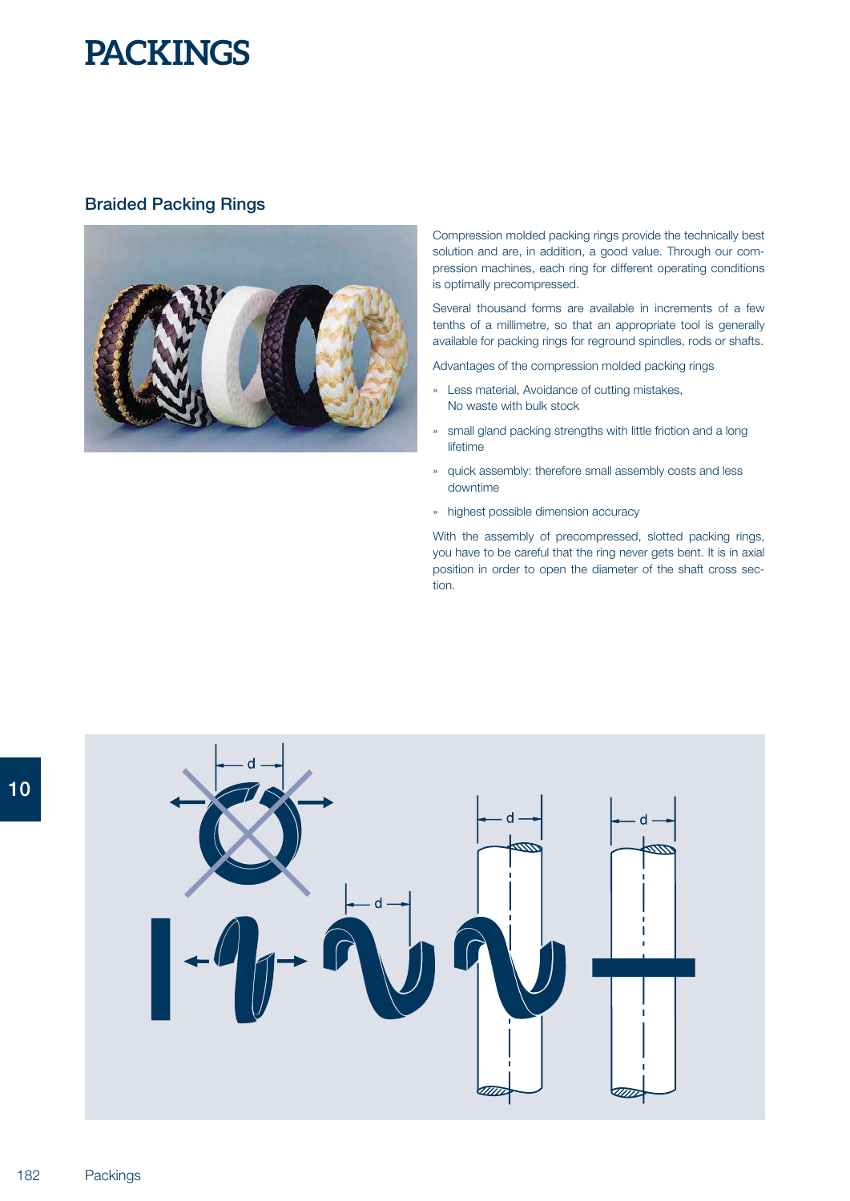# PACKINGS

## Braided Packing Rings

Compression molded packing rings provide the technically best solution and are, in addition, a good value. Through our compression machines, each ring for different operating conditions is optimally precompressed.

Several thousand forms are available in increments of a few tenths of a millimetre, so that an appropriate tool is generally available for packing rings for reground spindles, rods or shafts.

Advantages of the compression molded packing rings

- Less material, Avoidance of cutting mistakes, No waste with bulk stock
- small gland packing strengths with little friction and a long lifetime
- quick assembly: therefore small assembly costs and less downtime
- highest possible dimension accuracy

With the assembly of precompressed, slotted packing rings, you have to be careful that the ring never gets bent. It is in axial position in order to open the diameter of the shaft cross section.

d

d

d

d